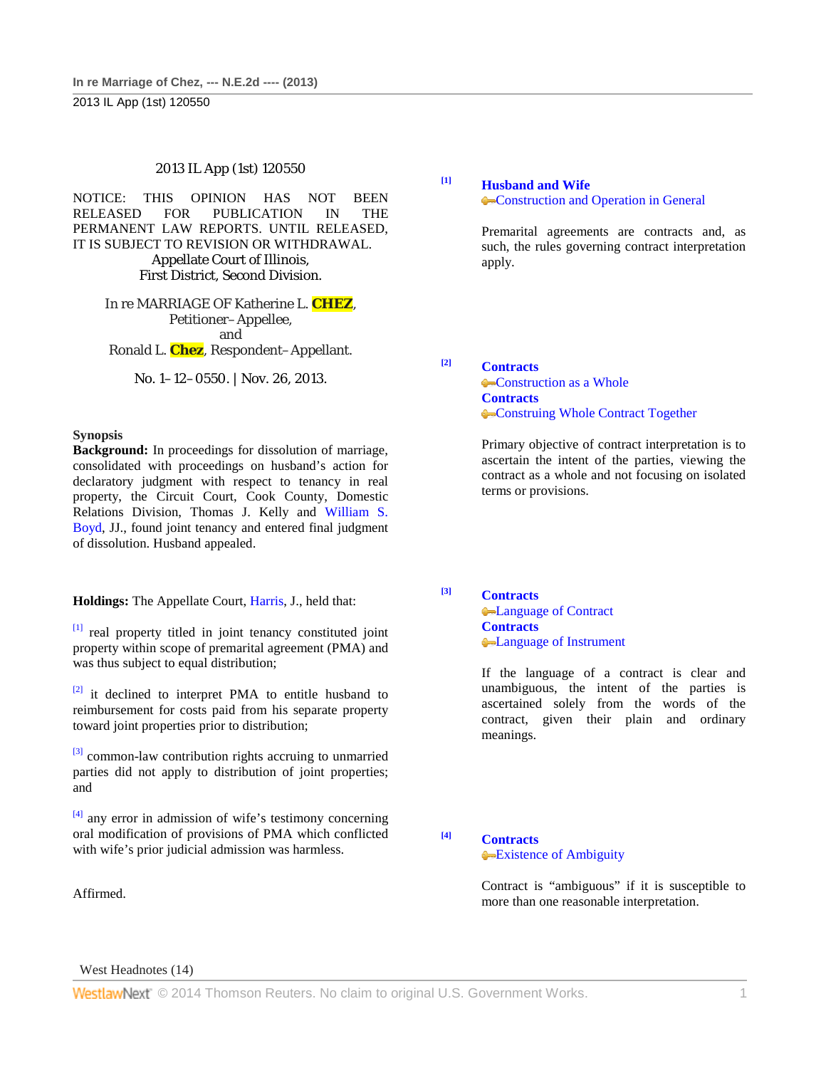2013 IL App (1st) 120550

NOTICE: THIS OPINION HAS NOT BEEN RELEASED FOR PUBLICATION IN THE PERMANENT LAW REPORTS. UNTIL RELEASED, IT IS SUBJECT TO REVISION OR WITHDRAWAL.

Appellate Court of Illinois,
First District, Second Division.

In re MARRIAGE OF Katherine L. CHEZ,
Petitioner–Appellee,
and
Ronald L. Chez, Respondent–Appellant.

No. 1–12–0550. | Nov. 26, 2013.

**Synopsis**

**Background:** In proceedings for dissolution of marriage, consolidated with proceedings on husband's action for declaratory judgment with respect to tenancy in real property, the Circuit Court, Cook County, Domestic Relations Division, Thomas J. Kelly and William S. Boyd, JJ., found joint tenancy and entered final judgment of dissolution. Husband appealed.

**Holdings:** The Appellate Court, Harris, J., held that:

[1] real property titled in joint tenancy constituted joint property within scope of premarital agreement (PMA) and was thus subject to equal distribution;

[2] it declined to interpret PMA to entitle husband to reimbursement for costs paid from his separate property toward joint properties prior to distribution;

[3] common-law contribution rights accruing to unmarried parties did not apply to distribution of joint properties; and

[4] any error in admission of wife's testimony concerning oral modification of provisions of PMA which conflicted with wife's prior judicial admission was harmless.

Affirmed.

West Headnotes (14)

[1] **Husband and Wife**
Construction and Operation in General

Premarital agreements are contracts and, as such, the rules governing contract interpretation apply.

[2] **Contracts**
Construction as a Whole
**Contracts**
Construing Whole Contract Together

Primary objective of contract interpretation is to ascertain the intent of the parties, viewing the contract as a whole and not focusing on isolated terms or provisions.

[3] **Contracts**
Language of Contract
**Contracts**
Language of Instrument

If the language of a contract is clear and unambiguous, the intent of the parties is ascertained solely from the words of the contract, given their plain and ordinary meanings.

[4] **Contracts**
Existence of Ambiguity

Contract is "ambiguous" if it is susceptible to more than one reasonable interpretation.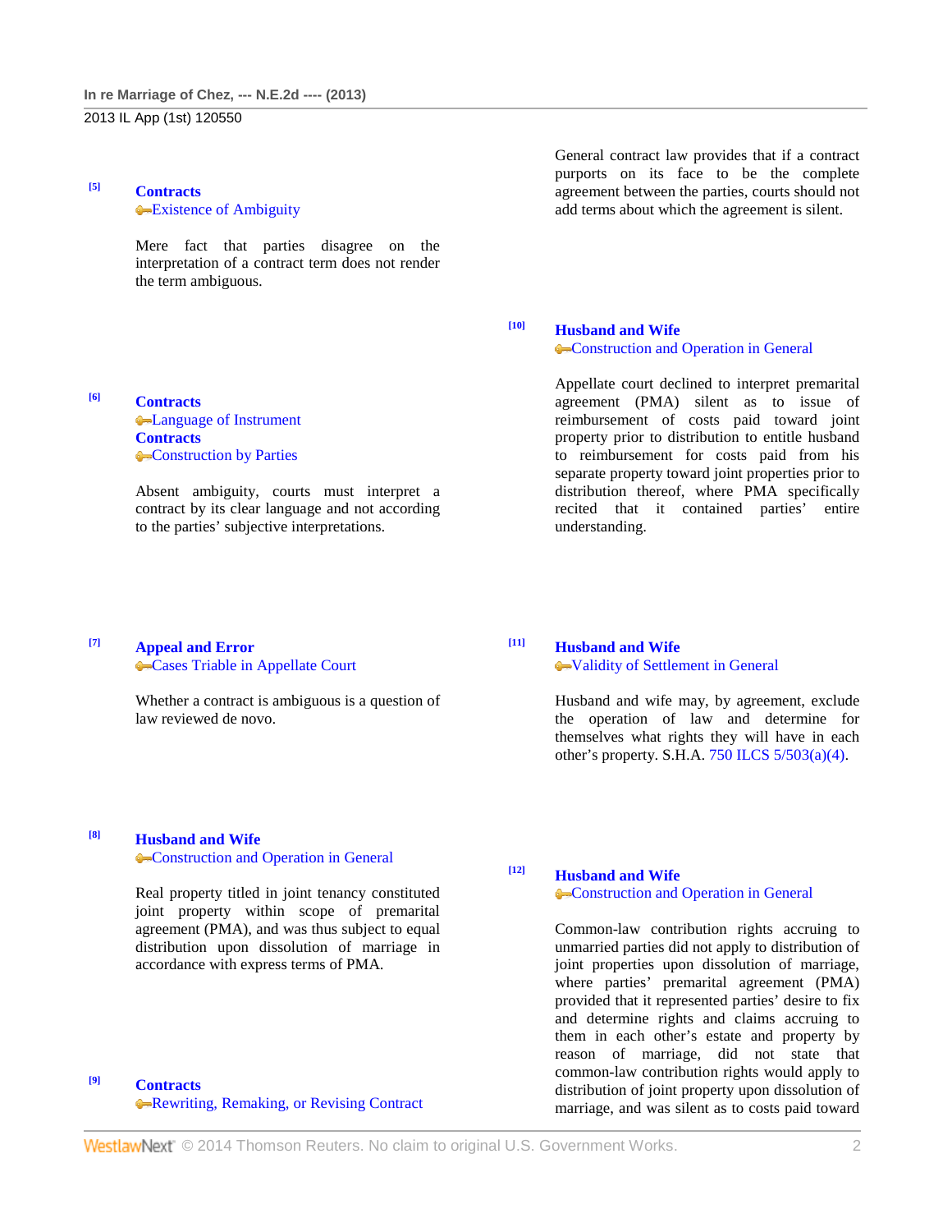[5] **Contracts**
Existence of Ambiguity

Mere fact that parties disagree on the interpretation of a contract term does not render the term ambiguous.

[6] **Contracts**
Language of Instrument
**Contracts**
Construction by Parties

Absent ambiguity, courts must interpret a contract by its clear language and not according to the parties' subjective interpretations.

[7] **Appeal and Error**
Cases Triable in Appellate Court

Whether a contract is ambiguous is a question of law reviewed de novo.

[8] **Husband and Wife**
Construction and Operation in General

Real property titled in joint tenancy constituted joint property within scope of premarital agreement (PMA), and was thus subject to equal distribution upon dissolution of marriage in accordance with express terms of PMA.

[9] **Contracts**
Rewriting, Remaking, or Revising Contract

General contract law provides that if a contract purports on its face to be the complete agreement between the parties, courts should not add terms about which the agreement is silent.

[10] **Husband and Wife**
Construction and Operation in General

Appellate court declined to interpret premarital agreement (PMA) silent as to issue of reimbursement of costs paid toward joint property prior to distribution to entitle husband to reimbursement for costs paid from his separate property toward joint properties prior to distribution thereof, where PMA specifically recited that it contained parties' entire understanding.

[11] **Husband and Wife**
Validity of Settlement in General

Husband and wife may, by agreement, exclude the operation of law and determine for themselves what rights they will have in each other's property. S.H.A. 750 ILCS 5/503(a)(4).

[12] **Husband and Wife**
Construction and Operation in General

Common-law contribution rights accruing to unmarried parties did not apply to distribution of joint properties upon dissolution of marriage, where parties' premarital agreement (PMA) provided that it represented parties' desire to fix and determine rights and claims accruing to them in each other's estate and property by reason of marriage, did not state that common-law contribution rights would apply to distribution of joint property upon dissolution of marriage, and was silent as to costs paid toward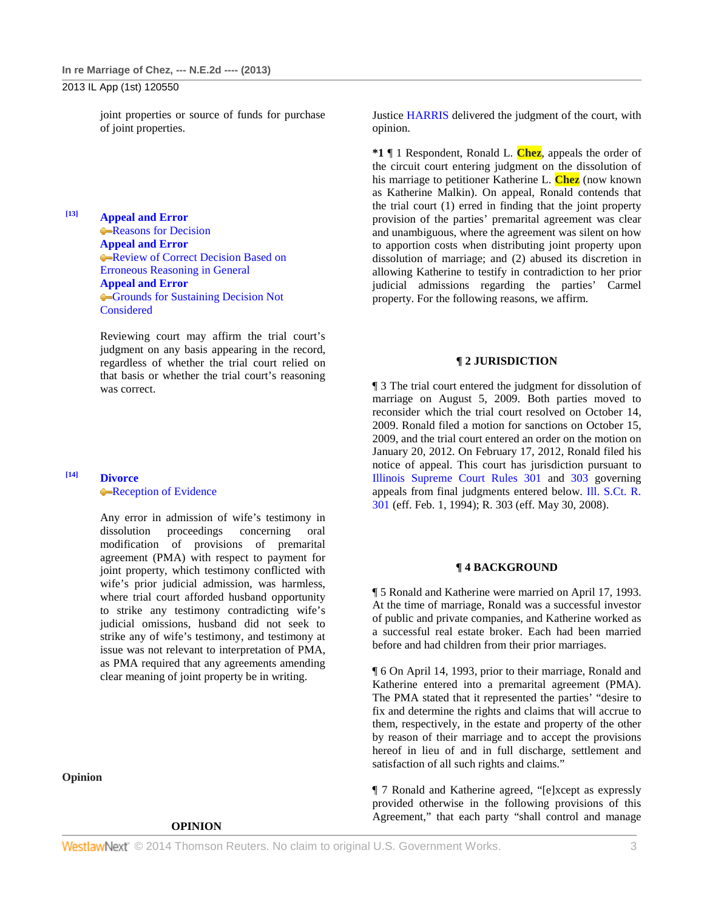joint properties or source of funds for purchase of joint properties.

[13] **Appeal and Error**
Reasons for Decision
**Appeal and Error**
Review of Correct Decision Based on Erroneous Reasoning in General
**Appeal and Error**
Grounds for Sustaining Decision Not Considered

Reviewing court may affirm the trial court's judgment on any basis appearing in the record, regardless of whether the trial court relied on that basis or whether the trial court's reasoning was correct.

[14] **Divorce**
Reception of Evidence

Any error in admission of wife's testimony in dissolution proceedings concerning oral modification of provisions of premarital agreement (PMA) with respect to payment for joint property, which testimony conflicted with wife's prior judicial admission, was harmless, where trial court afforded husband opportunity to strike any testimony contradicting wife's judicial omissions, husband did not seek to strike any of wife's testimony, and testimony at issue was not relevant to interpretation of PMA, as PMA required that any agreements amending clear meaning of joint property be in writing.

**Opinion**

**OPINION**

Justice HARRIS delivered the judgment of the court, with opinion.

**\*1** ¶ 1 Respondent, Ronald L. Chez, appeals the order of the circuit court entering judgment on the dissolution of his marriage to petitioner Katherine L. Chez (now known as Katherine Malkin). On appeal, Ronald contends that the trial court (1) erred in finding that the joint property provision of the parties' premarital agreement was clear and unambiguous, where the agreement was silent on how to apportion costs when distributing joint property upon dissolution of marriage; and (2) abused its discretion in allowing Katherine to testify in contradiction to her prior judicial admissions regarding the parties' Carmel property. For the following reasons, we affirm.

## ¶ 2 JURISDICTION

¶ 3 The trial court entered the judgment for dissolution of marriage on August 5, 2009. Both parties moved to reconsider which the trial court resolved on October 14, 2009. Ronald filed a motion for sanctions on October 15, 2009, and the trial court entered an order on the motion on January 20, 2012. On February 17, 2012, Ronald filed his notice of appeal. This court has jurisdiction pursuant to Illinois Supreme Court Rules 301 and 303 governing appeals from final judgments entered below. Ill. S.Ct. R. 301 (eff. Feb. 1, 1994); R. 303 (eff. May 30, 2008).

## ¶ 4 BACKGROUND

¶ 5 Ronald and Katherine were married on April 17, 1993. At the time of marriage, Ronald was a successful investor of public and private companies, and Katherine worked as a successful real estate broker. Each had been married before and had children from their prior marriages.

¶ 6 On April 14, 1993, prior to their marriage, Ronald and Katherine entered into a premarital agreement (PMA). The PMA stated that it represented the parties' "desire to fix and determine the rights and claims that will accrue to them, respectively, in the estate and property of the other by reason of their marriage and to accept the provisions hereof in lieu of and in full discharge, settlement and satisfaction of all such rights and claims."

¶ 7 Ronald and Katherine agreed, "[e]xcept as expressly provided otherwise in the following provisions of this Agreement," that each party "shall control and manage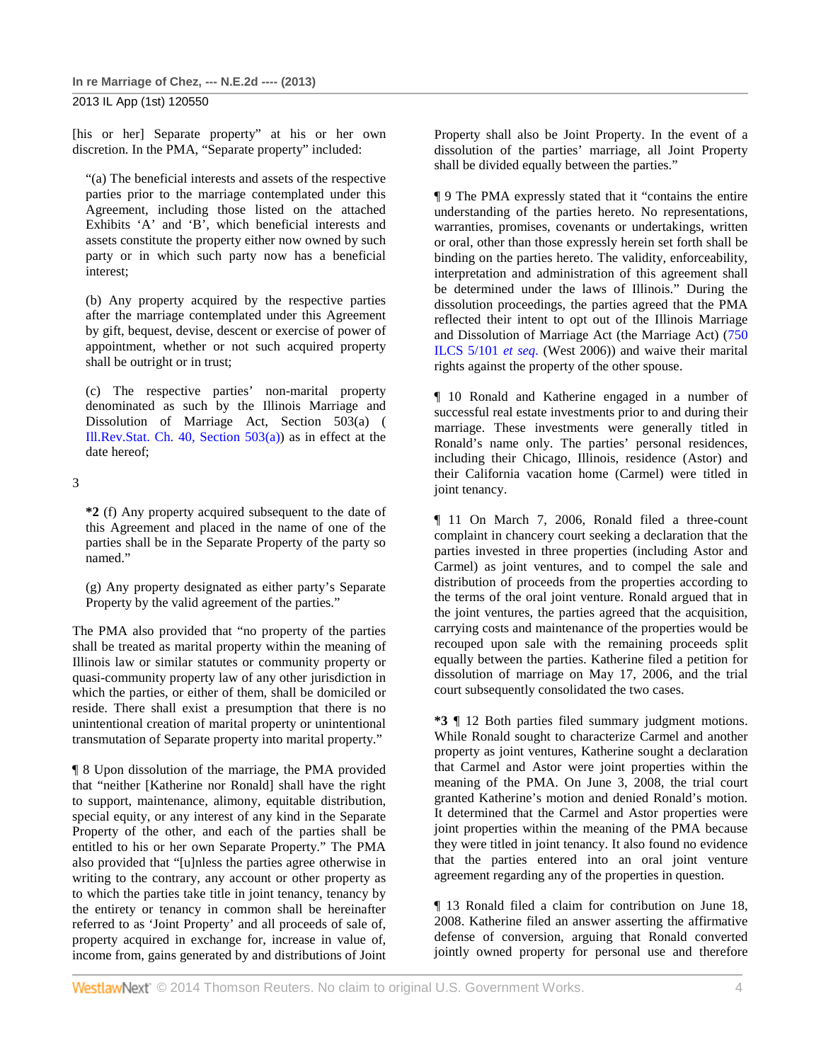[his or her] Separate property" at his or her own discretion. In the PMA, "Separate property" included:

> "(a) The beneficial interests and assets of the respective parties prior to the marriage contemplated under this Agreement, including those listed on the attached Exhibits 'A' and 'B', which beneficial interests and assets constitute the property either now owned by such party or in which such party now has a beneficial interest;
>
> (b) Any property acquired by the respective parties after the marriage contemplated under this Agreement by gift, bequest, devise, descent or exercise of power of appointment, whether or not such acquired property shall be outright or in trust;
>
> (c) The respective parties' non-marital property denominated as such by the Illinois Marriage and Dissolution of Marriage Act, Section 503(a) ( Ill.Rev.Stat. Ch. 40, Section 503(a)) as in effect at the date hereof;

3

> **\*2** (f) Any property acquired subsequent to the date of this Agreement and placed in the name of one of the parties shall be in the Separate Property of the party so named."
>
> (g) Any property designated as either party's Separate Property by the valid agreement of the parties."

The PMA also provided that "no property of the parties shall be treated as marital property within the meaning of Illinois law or similar statutes or community property or quasi-community property law of any other jurisdiction in which the parties, or either of them, shall be domiciled or reside. There shall exist a presumption that there is no unintentional creation of marital property or unintentional transmutation of Separate property into marital property."

¶ 8 Upon dissolution of the marriage, the PMA provided that "neither [Katherine nor Ronald] shall have the right to support, maintenance, alimony, equitable distribution, special equity, or any interest of any kind in the Separate Property of the other, and each of the parties shall be entitled to his or her own Separate Property." The PMA also provided that "[u]nless the parties agree otherwise in writing to the contrary, any account or other property as to which the parties take title in joint tenancy, tenancy by the entirety or tenancy in common shall be hereinafter referred to as 'Joint Property' and all proceeds of sale of, property acquired in exchange for, increase in value of, income from, gains generated by and distributions of Joint Property shall also be Joint Property. In the event of a dissolution of the parties' marriage, all Joint Property shall be divided equally between the parties."

¶ 9 The PMA expressly stated that it "contains the entire understanding of the parties hereto. No representations, warranties, promises, covenants or undertakings, written or oral, other than those expressly herein set forth shall be binding on the parties hereto. The validity, enforceability, interpretation and administration of this agreement shall be determined under the laws of Illinois." During the dissolution proceedings, the parties agreed that the PMA reflected their intent to opt out of the Illinois Marriage and Dissolution of Marriage Act (the Marriage Act) (750 ILCS 5/101 *et seq.* (West 2006)) and waive their marital rights against the property of the other spouse.

¶ 10 Ronald and Katherine engaged in a number of successful real estate investments prior to and during their marriage. These investments were generally titled in Ronald's name only. The parties' personal residences, including their Chicago, Illinois, residence (Astor) and their California vacation home (Carmel) were titled in joint tenancy.

¶ 11 On March 7, 2006, Ronald filed a three-count complaint in chancery court seeking a declaration that the parties invested in three properties (including Astor and Carmel) as joint ventures, and to compel the sale and distribution of proceeds from the properties according to the terms of the oral joint venture. Ronald argued that in the joint ventures, the parties agreed that the acquisition, carrying costs and maintenance of the properties would be recouped upon sale with the remaining proceeds split equally between the parties. Katherine filed a petition for dissolution of marriage on May 17, 2006, and the trial court subsequently consolidated the two cases.

**\*3** ¶ 12 Both parties filed summary judgment motions. While Ronald sought to characterize Carmel and another property as joint ventures, Katherine sought a declaration that Carmel and Astor were joint properties within the meaning of the PMA. On June 3, 2008, the trial court granted Katherine's motion and denied Ronald's motion. It determined that the Carmel and Astor properties were joint properties within the meaning of the PMA because they were titled in joint tenancy. It also found no evidence that the parties entered into an oral joint venture agreement regarding any of the properties in question.

¶ 13 Ronald filed a claim for contribution on June 18, 2008. Katherine filed an answer asserting the affirmative defense of conversion, arguing that Ronald converted jointly owned property for personal use and therefore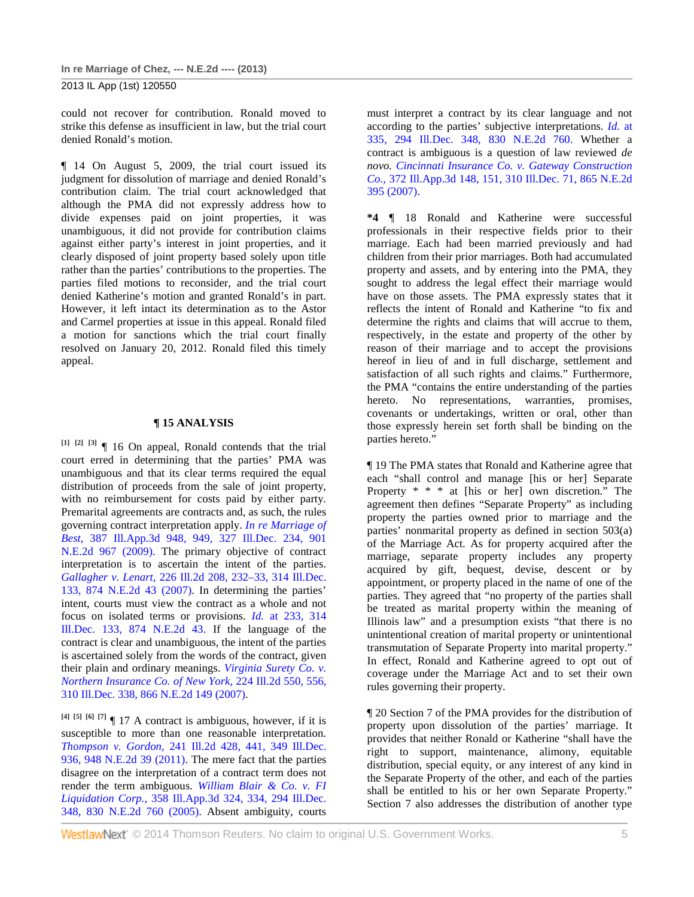could not recover for contribution. Ronald moved to strike this defense as insufficient in law, but the trial court denied Ronald's motion.

¶ 14 On August 5, 2009, the trial court issued its judgment for dissolution of marriage and denied Ronald's contribution claim. The trial court acknowledged that although the PMA did not expressly address how to divide expenses paid on joint properties, it was unambiguous, it did not provide for contribution claims against either party's interest in joint properties, and it clearly disposed of joint property based solely upon title rather than the parties' contributions to the properties. The parties filed motions to reconsider, and the trial court denied Katherine's motion and granted Ronald's in part. However, it left intact its determination as to the Astor and Carmel properties at issue in this appeal. Ronald filed a motion for sanctions which the trial court finally resolved on January 20, 2012. Ronald filed this timely appeal.

## ¶ 15 ANALYSIS

[1] [2] [3] ¶ 16 On appeal, Ronald contends that the trial court erred in determining that the parties' PMA was unambiguous and that its clear terms required the equal distribution of proceeds from the sale of joint property, with no reimbursement for costs paid by either party. Premarital agreements are contracts and, as such, the rules governing contract interpretation apply. *In re Marriage of Best,* 387 Ill.App.3d 948, 949, 327 Ill.Dec. 234, 901 N.E.2d 967 (2009). The primary objective of contract interpretation is to ascertain the intent of the parties. *Gallagher v. Lenart,* 226 Ill.2d 208, 232–33, 314 Ill.Dec. 133, 874 N.E.2d 43 (2007). In determining the parties' intent, courts must view the contract as a whole and not focus on isolated terms or provisions. *Id.* at 233, 314 Ill.Dec. 133, 874 N.E.2d 43. If the language of the contract is clear and unambiguous, the intent of the parties is ascertained solely from the words of the contract, given their plain and ordinary meanings. *Virginia Surety Co. v. Northern Insurance Co. of New York,* 224 Ill.2d 550, 556, 310 Ill.Dec. 338, 866 N.E.2d 149 (2007).

[4] [5] [6] [7] ¶ 17 A contract is ambiguous, however, if it is susceptible to more than one reasonable interpretation. *Thompson v. Gordon,* 241 Ill.2d 428, 441, 349 Ill.Dec. 936, 948 N.E.2d 39 (2011). The mere fact that the parties disagree on the interpretation of a contract term does not render the term ambiguous. *William Blair & Co. v. FI Liquidation Corp.,* 358 Ill.App.3d 324, 334, 294 Ill.Dec. 348, 830 N.E.2d 760 (2005). Absent ambiguity, courts must interpret a contract by its clear language and not according to the parties' subjective interpretations. *Id.* at 335, 294 Ill.Dec. 348, 830 N.E.2d 760. Whether a contract is ambiguous is a question of law reviewed *de novo*. *Cincinnati Insurance Co. v. Gateway Construction Co.,* 372 Ill.App.3d 148, 151, 310 Ill.Dec. 71, 865 N.E.2d 395 (2007).

**\*4** ¶ 18 Ronald and Katherine were successful professionals in their respective fields prior to their marriage. Each had been married previously and had children from their prior marriages. Both had accumulated property and assets, and by entering into the PMA, they sought to address the legal effect their marriage would have on those assets. The PMA expressly states that it reflects the intent of Ronald and Katherine "to fix and determine the rights and claims that will accrue to them, respectively, in the estate and property of the other by reason of their marriage and to accept the provisions hereof in lieu of and in full discharge, settlement and satisfaction of all such rights and claims." Furthermore, the PMA "contains the entire understanding of the parties hereto. No representations, warranties, promises, covenants or undertakings, written or oral, other than those expressly herein set forth shall be binding on the parties hereto."

¶ 19 The PMA states that Ronald and Katherine agree that each "shall control and manage [his or her] Separate Property * * * at [his or her] own discretion." The agreement then defines "Separate Property" as including property the parties owned prior to marriage and the parties' nonmarital property as defined in section 503(a) of the Marriage Act. As for property acquired after the marriage, separate property includes any property acquired by gift, bequest, devise, descent or by appointment, or property placed in the name of one of the parties. They agreed that "no property of the parties shall be treated as marital property within the meaning of Illinois law" and a presumption exists "that there is no unintentional creation of marital property or unintentional transmutation of Separate Property into marital property." In effect, Ronald and Katherine agreed to opt out of coverage under the Marriage Act and to set their own rules governing their property.

¶ 20 Section 7 of the PMA provides for the distribution of property upon dissolution of the parties' marriage. It provides that neither Ronald or Katherine "shall have the right to support, maintenance, alimony, equitable distribution, special equity, or any interest of any kind in the Separate Property of the other, and each of the parties shall be entitled to his or her own Separate Property." Section 7 also addresses the distribution of another type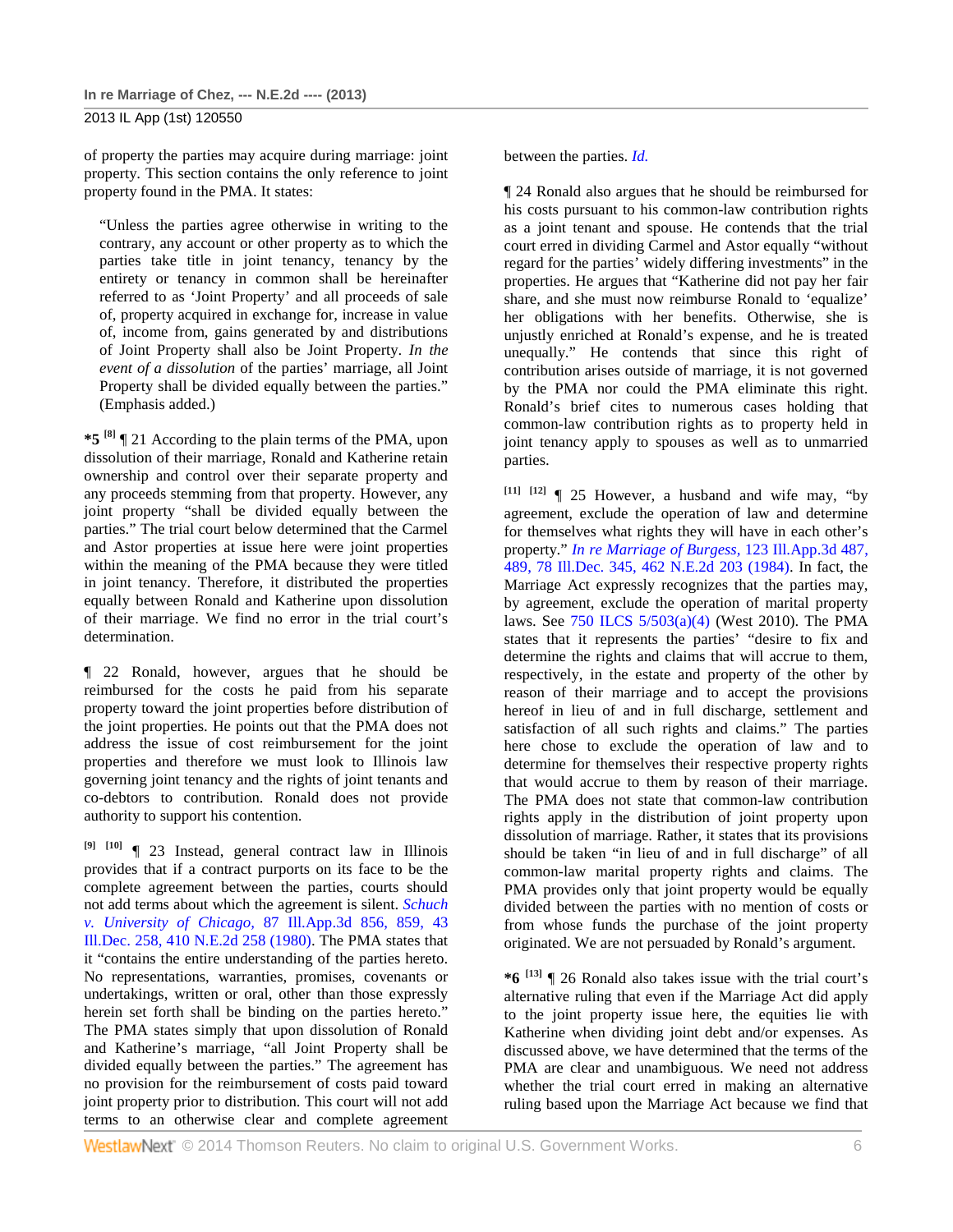of property the parties may acquire during marriage: joint property. This section contains the only reference to joint property found in the PMA. It states:

> "Unless the parties agree otherwise in writing to the contrary, any account or other property as to which the parties take title in joint tenancy, tenancy by the entirety or tenancy in common shall be hereinafter referred to as 'Joint Property' and all proceeds of sale of, property acquired in exchange for, increase in value of, income from, gains generated by and distributions of Joint Property shall also be Joint Property. *In the event of a dissolution* of the parties' marriage, all Joint Property shall be divided equally between the parties." (Emphasis added.)

**\*5** [8] ¶ 21 According to the plain terms of the PMA, upon dissolution of their marriage, Ronald and Katherine retain ownership and control over their separate property and any proceeds stemming from that property. However, any joint property "shall be divided equally between the parties." The trial court below determined that the Carmel and Astor properties at issue here were joint properties within the meaning of the PMA because they were titled in joint tenancy. Therefore, it distributed the properties equally between Ronald and Katherine upon dissolution of their marriage. We find no error in the trial court's determination.

¶ 22 Ronald, however, argues that he should be reimbursed for the costs he paid from his separate property toward the joint properties before distribution of the joint properties. He points out that the PMA does not address the issue of cost reimbursement for the joint properties and therefore we must look to Illinois law governing joint tenancy and the rights of joint tenants and co-debtors to contribution. Ronald does not provide authority to support his contention.

[9] [10] ¶ 23 Instead, general contract law in Illinois provides that if a contract purports on its face to be the complete agreement between the parties, courts should not add terms about which the agreement is silent. *Schuch v. University of Chicago,* 87 Ill.App.3d 856, 859, 43 Ill.Dec. 258, 410 N.E.2d 258 (1980). The PMA states that it "contains the entire understanding of the parties hereto. No representations, warranties, promises, covenants or undertakings, written or oral, other than those expressly herein set forth shall be binding on the parties hereto." The PMA states simply that upon dissolution of Ronald and Katherine's marriage, "all Joint Property shall be divided equally between the parties." The agreement has no provision for the reimbursement of costs paid toward joint property prior to distribution. This court will not add terms to an otherwise clear and complete agreement between the parties. *Id.*

¶ 24 Ronald also argues that he should be reimbursed for his costs pursuant to his common-law contribution rights as a joint tenant and spouse. He contends that the trial court erred in dividing Carmel and Astor equally "without regard for the parties' widely differing investments" in the properties. He argues that "Katherine did not pay her fair share, and she must now reimburse Ronald to 'equalize' her obligations with her benefits. Otherwise, she is unjustly enriched at Ronald's expense, and he is treated unequally." He contends that since this right of contribution arises outside of marriage, it is not governed by the PMA nor could the PMA eliminate this right. Ronald's brief cites to numerous cases holding that common-law contribution rights as to property held in joint tenancy apply to spouses as well as to unmarried parties.

[11] [12] ¶ 25 However, a husband and wife may, "by agreement, exclude the operation of law and determine for themselves what rights they will have in each other's property." *In re Marriage of Burgess,* 123 Ill.App.3d 487, 489, 78 Ill.Dec. 345, 462 N.E.2d 203 (1984). In fact, the Marriage Act expressly recognizes that the parties may, by agreement, exclude the operation of marital property laws. See 750 ILCS 5/503(a)(4) (West 2010). The PMA states that it represents the parties' "desire to fix and determine the rights and claims that will accrue to them, respectively, in the estate and property of the other by reason of their marriage and to accept the provisions hereof in lieu of and in full discharge, settlement and satisfaction of all such rights and claims." The parties here chose to exclude the operation of law and to determine for themselves their respective property rights that would accrue to them by reason of their marriage. The PMA does not state that common-law contribution rights apply in the distribution of joint property upon dissolution of marriage. Rather, it states that its provisions should be taken "in lieu of and in full discharge" of all common-law marital property rights and claims. The PMA provides only that joint property would be equally divided between the parties with no mention of costs or from whose funds the purchase of the joint property originated. We are not persuaded by Ronald's argument.

**\*6** [13] ¶ 26 Ronald also takes issue with the trial court's alternative ruling that even if the Marriage Act did apply to the joint property issue here, the equities lie with Katherine when dividing joint debt and/or expenses. As discussed above, we have determined that the terms of the PMA are clear and unambiguous. We need not address whether the trial court erred in making an alternative ruling based upon the Marriage Act because we find that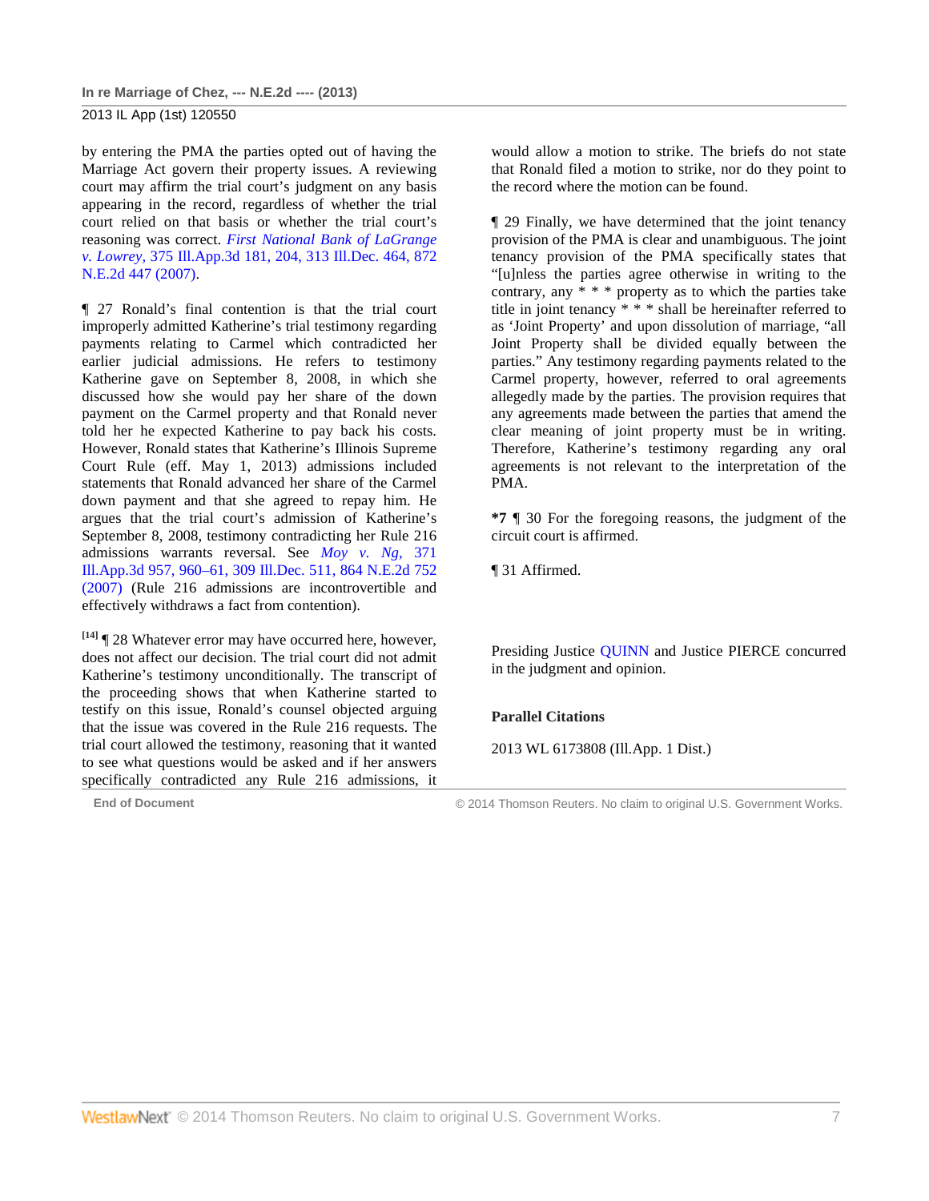by entering the PMA the parties opted out of having the Marriage Act govern their property issues. A reviewing court may affirm the trial court's judgment on any basis appearing in the record, regardless of whether the trial court relied on that basis or whether the trial court's reasoning was correct. *First National Bank of LaGrange v. Lowrey,* 375 Ill.App.3d 181, 204, 313 Ill.Dec. 464, 872 N.E.2d 447 (2007).

¶ 27 Ronald's final contention is that the trial court improperly admitted Katherine's trial testimony regarding payments relating to Carmel which contradicted her earlier judicial admissions. He refers to testimony Katherine gave on September 8, 2008, in which she discussed how she would pay her share of the down payment on the Carmel property and that Ronald never told her he expected Katherine to pay back his costs. However, Ronald states that Katherine's Illinois Supreme Court Rule (eff. May 1, 2013) admissions included statements that Ronald advanced her share of the Carmel down payment and that she agreed to repay him. He argues that the trial court's admission of Katherine's September 8, 2008, testimony contradicting her Rule 216 admissions warrants reversal. See *Moy v. Ng,* 371 Ill.App.3d 957, 960–61, 309 Ill.Dec. 511, 864 N.E.2d 752 (2007) (Rule 216 admissions are incontrovertible and effectively withdraws a fact from contention).

[14] ¶ 28 Whatever error may have occurred here, however, does not affect our decision. The trial court did not admit Katherine's testimony unconditionally. The transcript of the proceeding shows that when Katherine started to testify on this issue, Ronald's counsel objected arguing that the issue was covered in the Rule 216 requests. The trial court allowed the testimony, reasoning that it wanted to see what questions would be asked and if her answers specifically contradicted any Rule 216 admissions, it would allow a motion to strike. The briefs do not state that Ronald filed a motion to strike, nor do they point to the record where the motion can be found.

¶ 29 Finally, we have determined that the joint tenancy provision of the PMA is clear and unambiguous. The joint tenancy provision of the PMA specifically states that "[u]nless the parties agree otherwise in writing to the contrary, any * * * property as to which the parties take title in joint tenancy * * * shall be hereinafter referred to as 'Joint Property' and upon dissolution of marriage, "all Joint Property shall be divided equally between the parties." Any testimony regarding payments related to the Carmel property, however, referred to oral agreements allegedly made by the parties. The provision requires that any agreements made between the parties that amend the clear meaning of joint property must be in writing. Therefore, Katherine's testimony regarding any oral agreements is not relevant to the interpretation of the PMA.

**\*7** ¶ 30 For the foregoing reasons, the judgment of the circuit court is affirmed.

¶ 31 Affirmed.

Presiding Justice QUINN and Justice PIERCE concurred in the judgment and opinion.

**Parallel Citations**

2013 WL 6173808 (Ill.App. 1 Dist.)

End of Document

© 2014 Thomson Reuters. No claim to original U.S. Government Works.